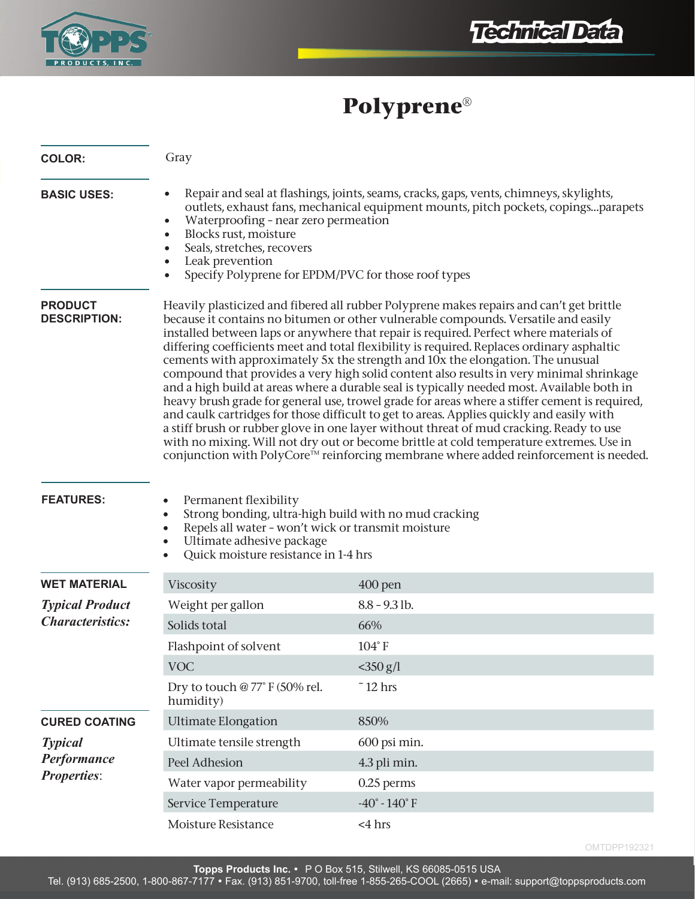# Technical Data

# Polyprene®

**COLOR:** Gray

**BASIC USES:**

- Repair and seal at flashings, joints, seams, cracks, gaps, vents, chimneys, skylights, outlets, exhaust fans, mechanical equipment mounts, pitch pockets, copings...parapets
- Waterproofing - near zero permeation
- Blocks rust, moisture
- Seals, stretches, recovers
- Leak prevention
- Specify Polyprene for EPDM/PVC for those roof types

**PRODUCT DESCRIPTION:**

Heavily plasticized and fibered all rubber Polyprene makes repairs and can't get brittle because it contains no bitumen or other vulnerable compounds. Versatile and easily installed between laps or anywhere that repair is required. Perfect where materials of differing coefficients meet and total flexibility is required. Replaces ordinary asphaltic cements with approximately 5x the strength and 10x the elongation. The unusual compound that provides a very high solid content also results in very minimal shrinkage and a high build at areas where a durable seal is typically needed most. Available both in heavy brush grade for general use, trowel grade for areas where a stiffer cement is required, and caulk cartridges for those difficult to get to areas. Applies quickly and easily with a stiff brush or rubber glove in one layer without threat of mud cracking. Ready to use with no mixing. Will not dry out or become brittle at cold temperature extremes. Use in conjunction with PolyCore™ reinforcing membrane where added reinforcement is needed.

**FEATURES:**

- Permanent flexibility
- Strong bonding, ultra-high build with no mud cracking
- Repels all water - won't wick or transmit moisture
- Ultimate adhesive package
- Quick moisture resistance in 1-4 hrs

**WET MATERIAL**

***Typical Product Characteristics:***

| Property | Value |
|---|---|
| Viscosity | 400 pen |
| Weight per gallon | 8.8 - 9.3 lb. |
| Solids total | 66% |
| Flashpoint of solvent | 104° F |
| VOC | <350 g/l |
| Dry to touch @ 77° F (50% rel. humidity) | ~ 12 hrs |

**CURED COATING**

***Typical Performance Properties:***

| Property | Value |
|---|---|
| Ultimate Elongation | 850% |
| Ultimate tensile strength | 600 psi min. |
| Peel Adhesion | 4.3 pli min. |
| Water vapor permeability | 0.25 perms |
| Service Temperature | -40° - 140° F |
| Moisture Resistance | <4 hrs |

OMTDPP192321

**Topps Products Inc.** • P O Box 515, Stilwell, KS 66085-0515 USA
Tel. (913) 685-2500, 1-800-867-7177 • Fax. (913) 851-9700, toll-free 1-855-265-COOL (2665) • e-mail: support@toppsproducts.com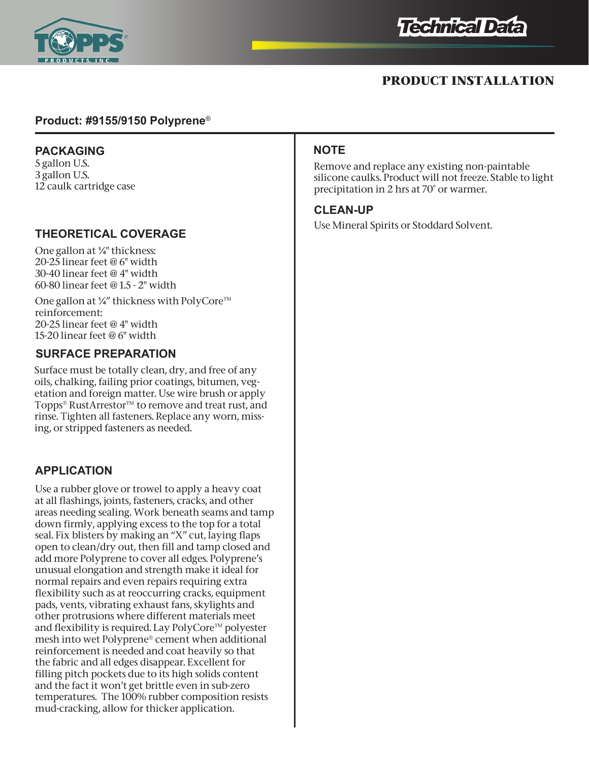Technical Data

# PRODUCT INSTALLATION

**Product: #9155/9150 Polyprene®**

## PACKAGING

5 gallon U.S.
3 gallon U.S.
12 caulk cartridge case

## THEORETICAL COVERAGE

One gallon at ¼" thickness:
20-25 linear feet @ 6" width
30-40 linear feet @ 4" width
60-80 linear feet @ 1.5 - 2" width

One gallon at ¼" thickness with PolyCore™ reinforcement:
20-25 linear feet @ 4" width
15-20 linear feet @ 6" width

## SURFACE PREPARATION

Surface must be totally clean, dry, and free of any oils, chalking, failing prior coatings, bitumen, vegetation and foreign matter. Use wire brush or apply Topps® RustArrestor™ to remove and treat rust, and rinse. Tighten all fasteners. Replace any worn, missing, or stripped fasteners as needed.

## APPLICATION

Use a rubber glove or trowel to apply a heavy coat at all flashings, joints, fasteners, cracks, and other areas needing sealing. Work beneath seams and tamp down firmly, applying excess to the top for a total seal. Fix blisters by making an "X" cut, laying flaps open to clean/dry out, then fill and tamp closed and add more Polyprene to cover all edges. Polyprene's unusual elongation and strength make it ideal for normal repairs and even repairs requiring extra flexibility such as at reoccurring cracks, equipment pads, vents, vibrating exhaust fans, skylights and other protrusions where different materials meet and flexibility is required. Lay PolyCore™ polyester mesh into wet Polyprene® cement when additional reinforcement is needed and coat heavily so that the fabric and all edges disappear. Excellent for filling pitch pockets due to its high solids content and the fact it won't get brittle even in sub-zero temperatures. The 100% rubber composition resists mud-cracking, allow for thicker application.

## NOTE

Remove and replace any existing non-paintable silicone caulks. Product will not freeze. Stable to light precipitation in 2 hrs at 70° or warmer.

## CLEAN-UP

Use Mineral Spirits or Stoddard Solvent.